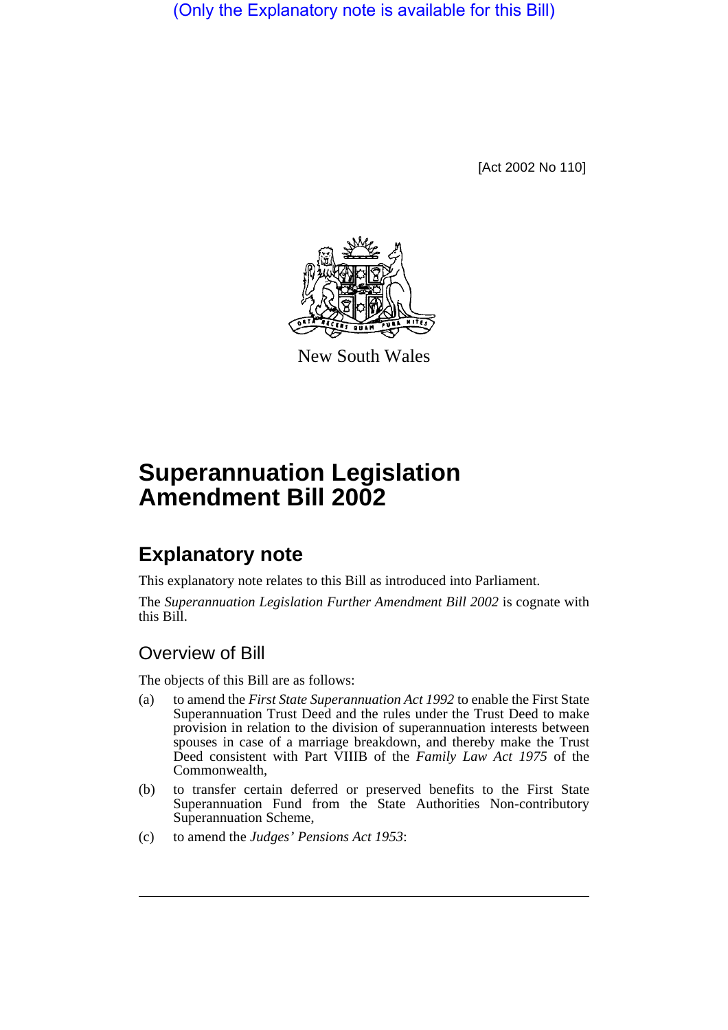(Only the Explanatory note is available for this Bill)

[Act 2002 No 110]

New South Wales

# Superannuation Legislation Amendment Bill 2002

## Explanatory note

This explanatory note relates to this Bill as introduced into Parliament.

The *Superannuation Legislation Further Amendment Bill 2002* is cognate with this Bill.

### Overview of Bill

The objects of this Bill are as follows:

(a) to amend the *First State Superannuation Act 1992* to enable the First State Superannuation Trust Deed and the rules under the Trust Deed to make provision in relation to the division of superannuation interests between spouses in case of a marriage breakdown, and thereby make the Trust Deed consistent with Part VIIIB of the *Family Law Act 1975* of the Commonwealth,

(b) to transfer certain deferred or preserved benefits to the First State Superannuation Fund from the State Authorities Non-contributory Superannuation Scheme,

(c) to amend the *Judges' Pensions Act 1953*: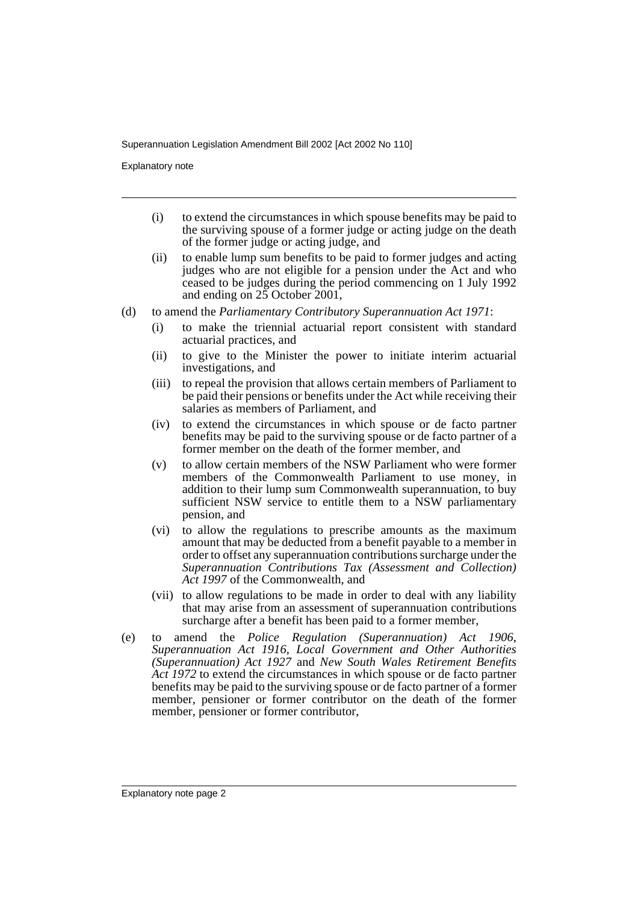- (i) to extend the circumstances in which spouse benefits may be paid to the surviving spouse of a former judge or acting judge on the death of the former judge or acting judge, and
- (ii) to enable lump sum benefits to be paid to former judges and acting judges who are not eligible for a pension under the Act and who ceased to be judges during the period commencing on 1 July 1992 and ending on 25 October 2001,

(d) to amend the *Parliamentary Contributory Superannuation Act 1971*:

- (i) to make the triennial actuarial report consistent with standard actuarial practices, and
- (ii) to give to the Minister the power to initiate interim actuarial investigations, and
- (iii) to repeal the provision that allows certain members of Parliament to be paid their pensions or benefits under the Act while receiving their salaries as members of Parliament, and
- (iv) to extend the circumstances in which spouse or de facto partner benefits may be paid to the surviving spouse or de facto partner of a former member on the death of the former member, and
- (v) to allow certain members of the NSW Parliament who were former members of the Commonwealth Parliament to use money, in addition to their lump sum Commonwealth superannuation, to buy sufficient NSW service to entitle them to a NSW parliamentary pension, and
- (vi) to allow the regulations to prescribe amounts as the maximum amount that may be deducted from a benefit payable to a member in order to offset any superannuation contributions surcharge under the *Superannuation Contributions Tax (Assessment and Collection) Act 1997* of the Commonwealth, and
- (vii) to allow regulations to be made in order to deal with any liability that may arise from an assessment of superannuation contributions surcharge after a benefit has been paid to a former member,

(e) to amend the *Police Regulation (Superannuation) Act 1906*, *Superannuation Act 1916*, *Local Government and Other Authorities (Superannuation) Act 1927* and *New South Wales Retirement Benefits Act 1972* to extend the circumstances in which spouse or de facto partner benefits may be paid to the surviving spouse or de facto partner of a former member, pensioner or former contributor on the death of the former member, pensioner or former contributor,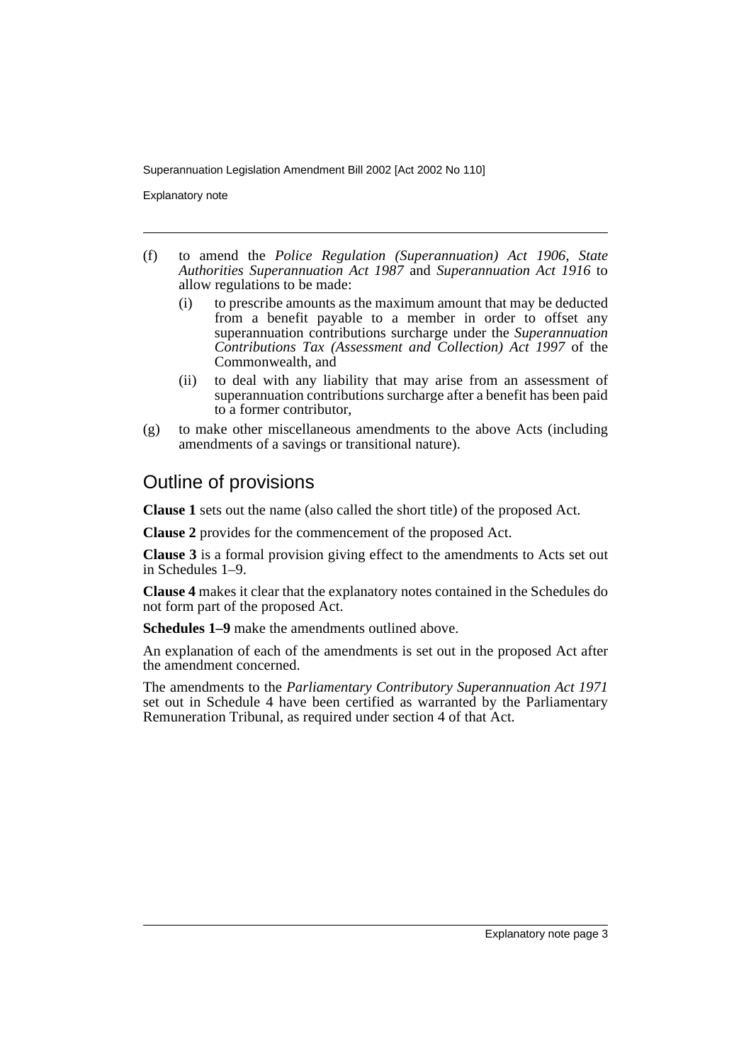(f) to amend the *Police Regulation (Superannuation) Act 1906*, *State Authorities Superannuation Act 1987* and *Superannuation Act 1916* to allow regulations to be made:

    (i) to prescribe amounts as the maximum amount that may be deducted from a benefit payable to a member in order to offset any superannuation contributions surcharge under the *Superannuation Contributions Tax (Assessment and Collection) Act 1997* of the Commonwealth, and

    (ii) to deal with any liability that may arise from an assessment of superannuation contributions surcharge after a benefit has been paid to a former contributor,

(g) to make other miscellaneous amendments to the above Acts (including amendments of a savings or transitional nature).

## Outline of provisions

**Clause 1** sets out the name (also called the short title) of the proposed Act.

**Clause 2** provides for the commencement of the proposed Act.

**Clause 3** is a formal provision giving effect to the amendments to Acts set out in Schedules 1–9.

**Clause 4** makes it clear that the explanatory notes contained in the Schedules do not form part of the proposed Act.

**Schedules 1–9** make the amendments outlined above.

An explanation of each of the amendments is set out in the proposed Act after the amendment concerned.

The amendments to the *Parliamentary Contributory Superannuation Act 1971* set out in Schedule 4 have been certified as warranted by the Parliamentary Remuneration Tribunal, as required under section 4 of that Act.